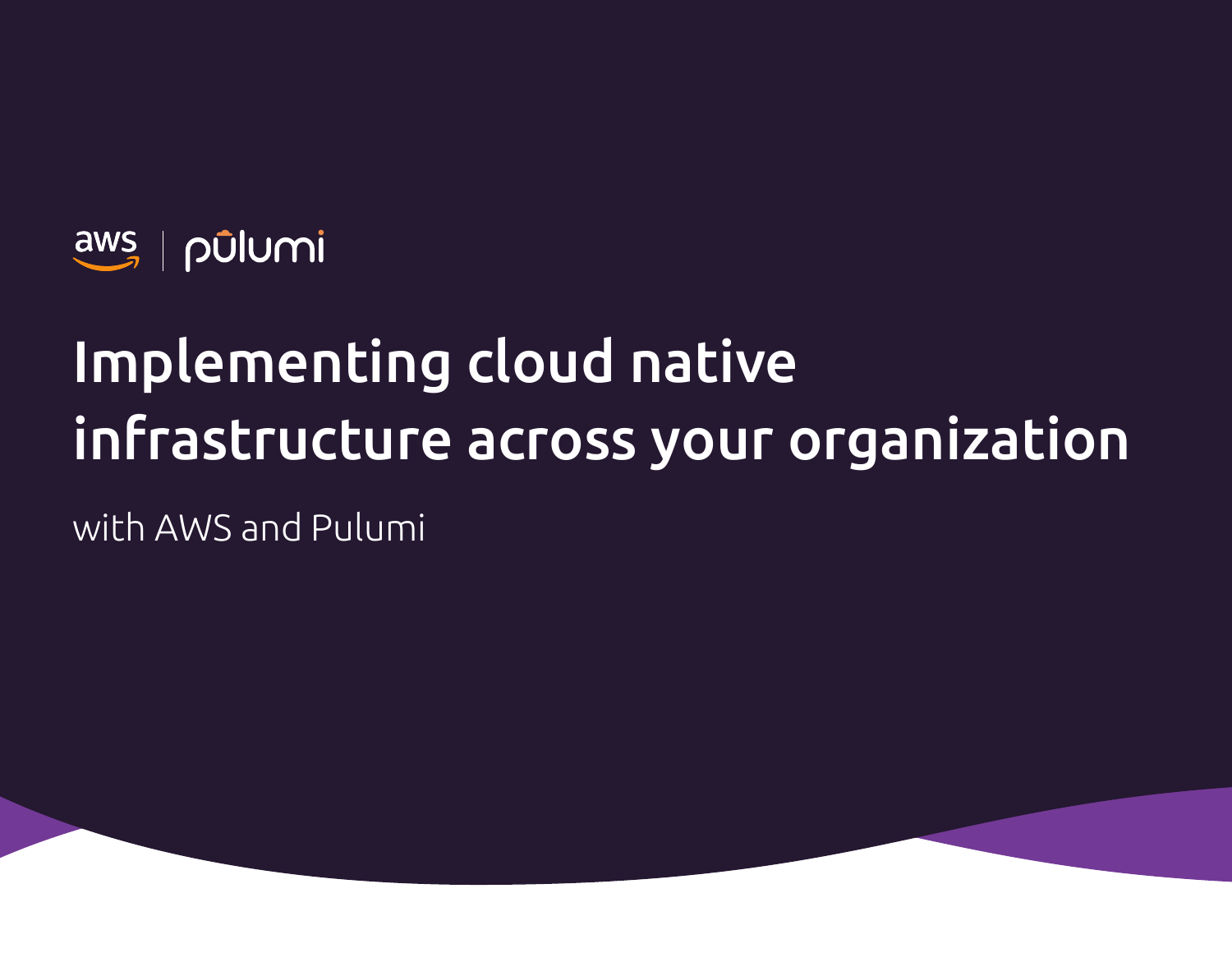aws | pulumi

# Implementing cloud native infrastructure across your organization

with AWS and Pulumi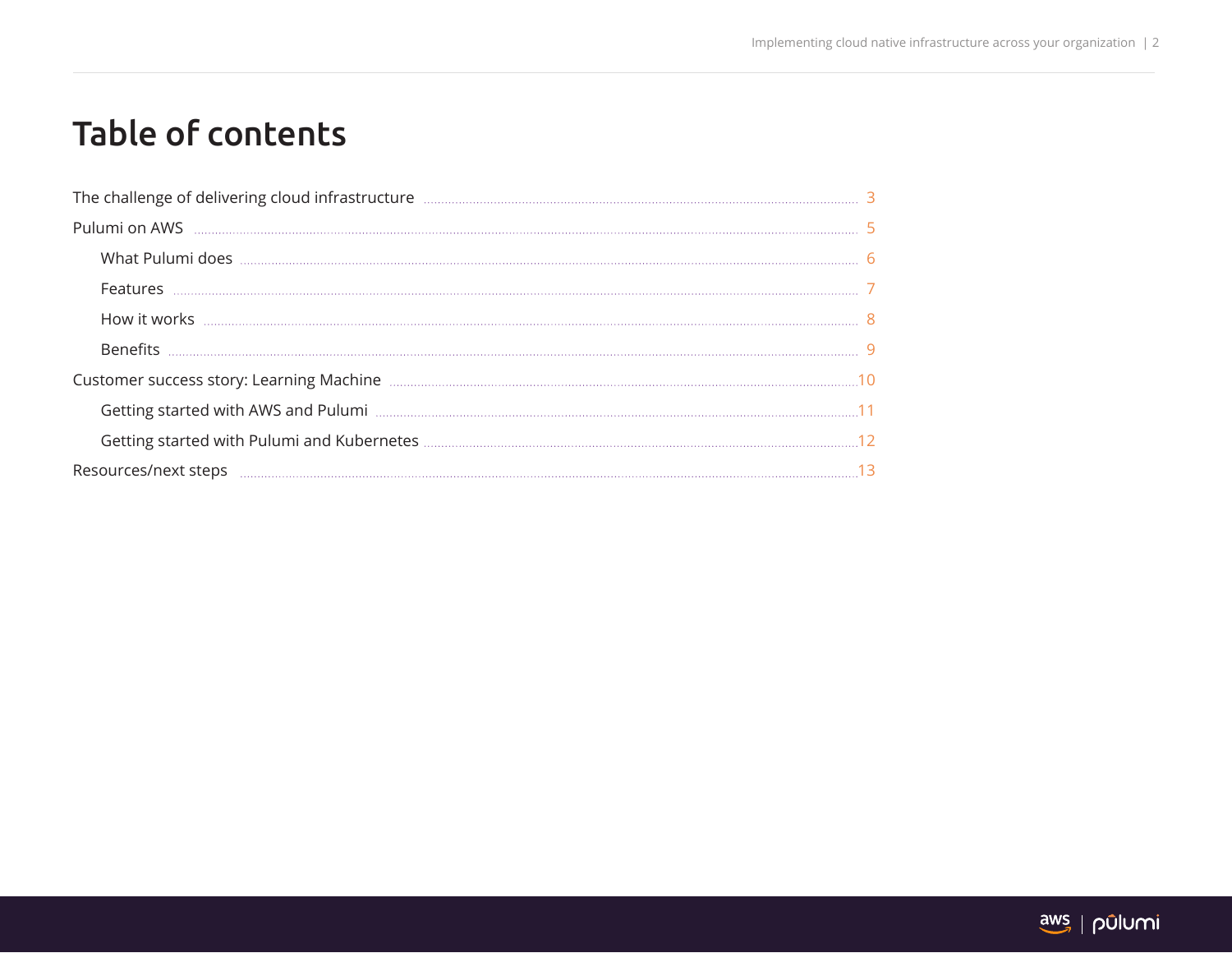# Table of contents

- The challenge of delivering cloud infrastructure ..... 3
- Pulumi on AWS ..... 5
  - What Pulumi does ..... 6
  - Features ..... 7
  - How it works ..... 8
  - Benefits ..... 9
- Customer success story: Learning Machine ..... 10
  - Getting started with AWS and Pulumi ..... 11
  - Getting started with Pulumi and Kubernetes ..... 12
- Resources/next steps ..... 13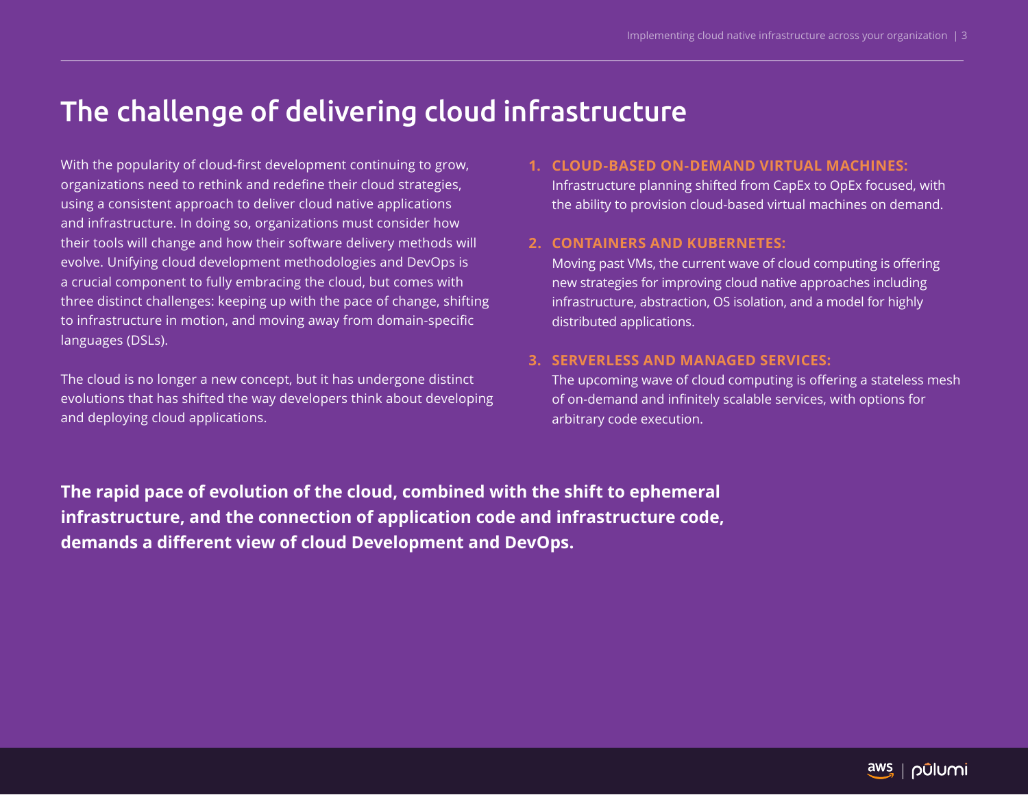# The challenge of delivering cloud infrastructure

With the popularity of cloud-first development continuing to grow, organizations need to rethink and redefine their cloud strategies, using a consistent approach to deliver cloud native applications and infrastructure. In doing so, organizations must consider how their tools will change and how their software delivery methods will evolve. Unifying cloud development methodologies and DevOps is a crucial component to fully embracing the cloud, but comes with three distinct challenges: keeping up with the pace of change, shifting to infrastructure in motion, and moving away from domain-specific languages (DSLs).

The cloud is no longer a new concept, but it has undergone distinct evolutions that has shifted the way developers think about developing and deploying cloud applications.

1. **CLOUD-BASED ON-DEMAND VIRTUAL MACHINES:** Infrastructure planning shifted from CapEx to OpEx focused, with the ability to provision cloud-based virtual machines on demand.

2. **CONTAINERS AND KUBERNETES:** Moving past VMs, the current wave of cloud computing is offering new strategies for improving cloud native approaches including infrastructure, abstraction, OS isolation, and a model for highly distributed applications.

3. **SERVERLESS AND MANAGED SERVICES:** The upcoming wave of cloud computing is offering a stateless mesh of on-demand and infinitely scalable services, with options for arbitrary code execution.

**The rapid pace of evolution of the cloud, combined with the shift to ephemeral infrastructure, and the connection of application code and infrastructure code, demands a different view of cloud Development and DevOps.**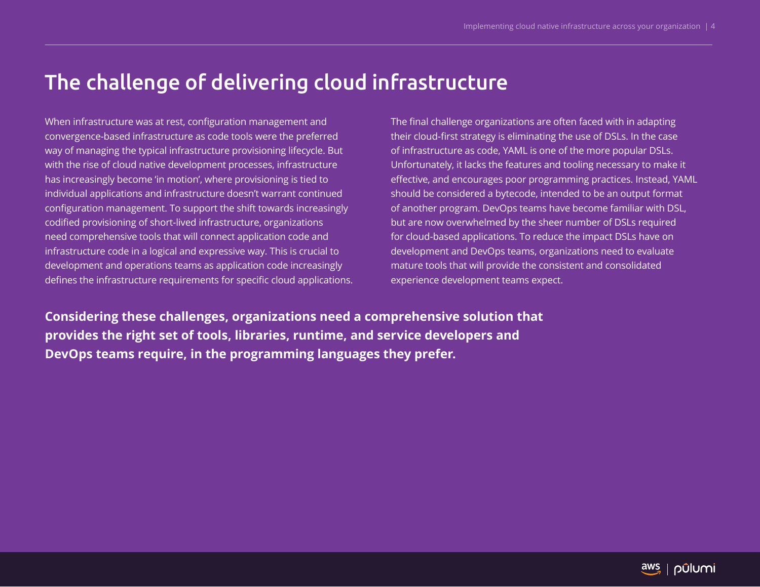# The challenge of delivering cloud infrastructure

When infrastructure was at rest, configuration management and convergence-based infrastructure as code tools were the preferred way of managing the typical infrastructure provisioning lifecycle. But with the rise of cloud native development processes, infrastructure has increasingly become 'in motion', where provisioning is tied to individual applications and infrastructure doesn't warrant continued configuration management. To support the shift towards increasingly codified provisioning of short-lived infrastructure, organizations need comprehensive tools that will connect application code and infrastructure code in a logical and expressive way. This is crucial to development and operations teams as application code increasingly defines the infrastructure requirements for specific cloud applications.

The final challenge organizations are often faced with in adapting their cloud-first strategy is eliminating the use of DSLs. In the case of infrastructure as code, YAML is one of the more popular DSLs. Unfortunately, it lacks the features and tooling necessary to make it effective, and encourages poor programming practices. Instead, YAML should be considered a bytecode, intended to be an output format of another program. DevOps teams have become familiar with DSL, but are now overwhelmed by the sheer number of DSLs required for cloud-based applications. To reduce the impact DSLs have on development and DevOps teams, organizations need to evaluate mature tools that will provide the consistent and consolidated experience development teams expect.

**Considering these challenges, organizations need a comprehensive solution that provides the right set of tools, libraries, runtime, and service developers and DevOps teams require, in the programming languages they prefer.**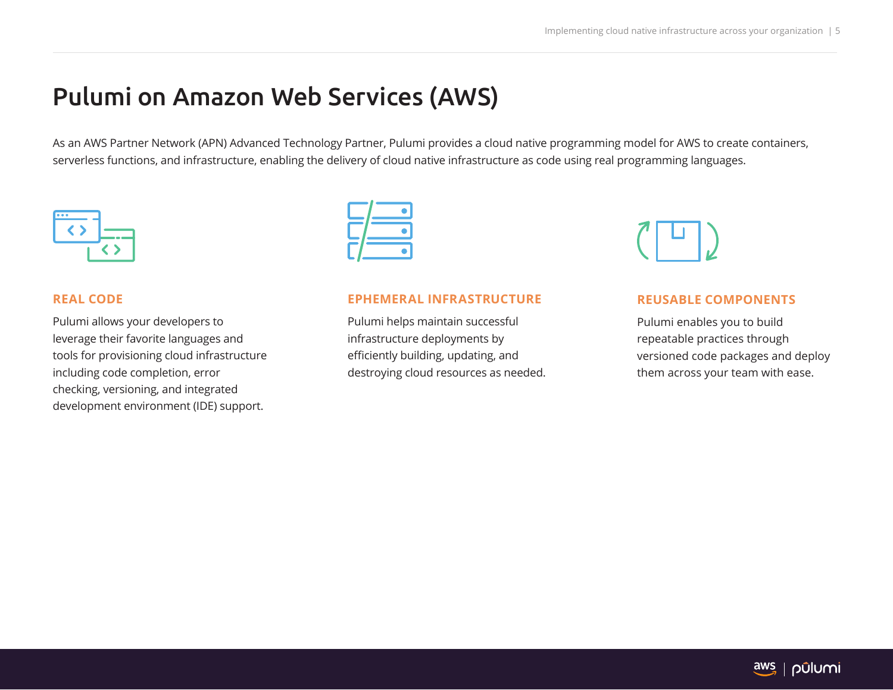# Pulumi on Amazon Web Services (AWS)

As an AWS Partner Network (APN) Advanced Technology Partner, Pulumi provides a cloud native programming model for AWS to create containers, serverless functions, and infrastructure, enabling the delivery of cloud native infrastructure as code using real programming languages.

### REAL CODE

Pulumi allows your developers to leverage their favorite languages and tools for provisioning cloud infrastructure including code completion, error checking, versioning, and integrated development environment (IDE) support.

### EPHEMERAL INFRASTRUCTURE

Pulumi helps maintain successful infrastructure deployments by efficiently building, updating, and destroying cloud resources as needed.

### REUSABLE COMPONENTS

Pulumi enables you to build repeatable practices through versioned code packages and deploy them across your team with ease.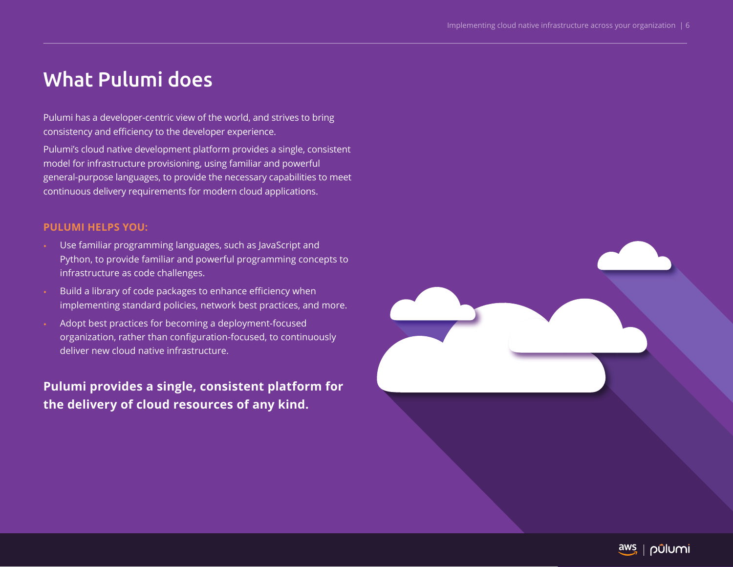# What Pulumi does

Pulumi has a developer-centric view of the world, and strives to bring consistency and efficiency to the developer experience.

Pulumi's cloud native development platform provides a single, consistent model for infrastructure provisioning, using familiar and powerful general-purpose languages, to provide the necessary capabilities to meet continuous delivery requirements for modern cloud applications.

**PULUMI HELPS YOU:**

- Use familiar programming languages, such as JavaScript and Python, to provide familiar and powerful programming concepts to infrastructure as code challenges.
- Build a library of code packages to enhance efficiency when implementing standard policies, network best practices, and more.
- Adopt best practices for becoming a deployment-focused organization, rather than configuration-focused, to continuously deliver new cloud native infrastructure.

**Pulumi provides a single, consistent platform for the delivery of cloud resources of any kind.**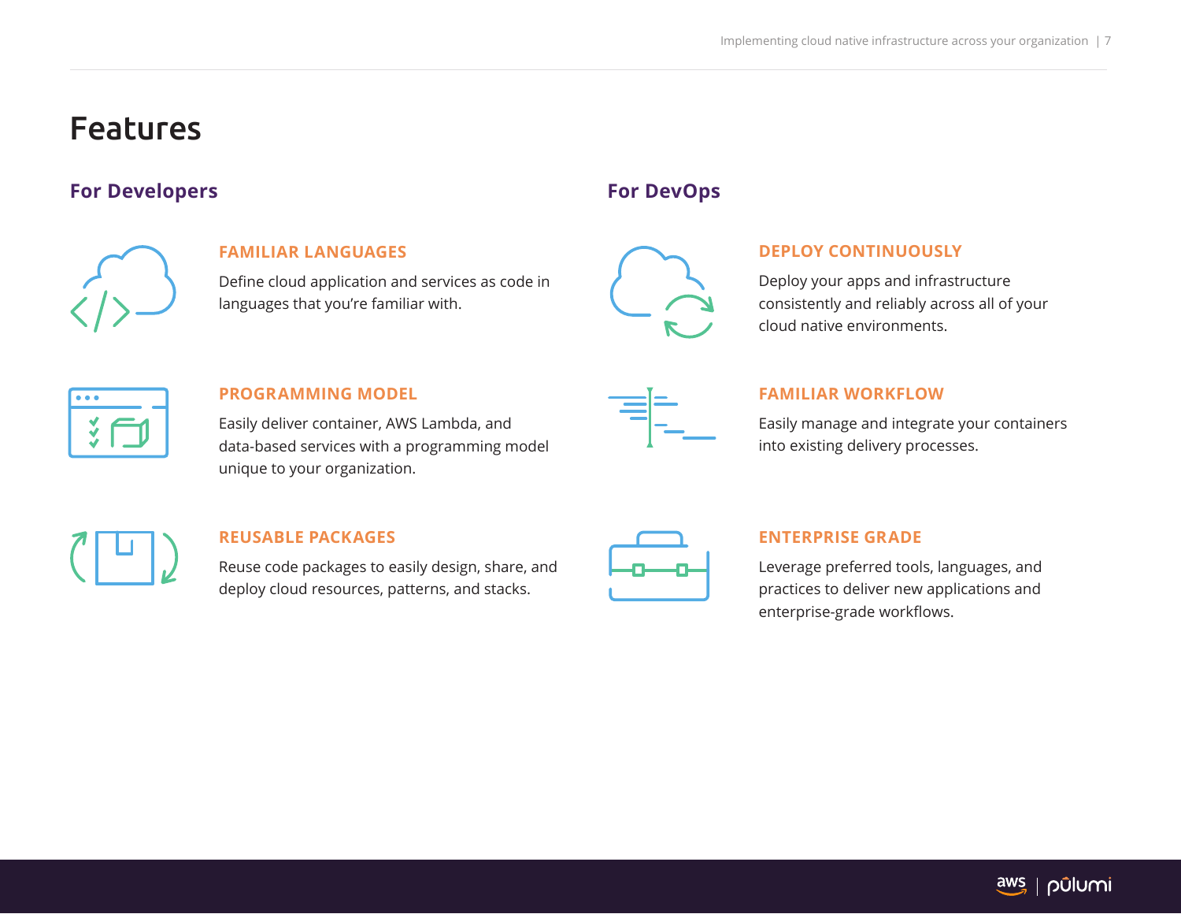# Features

## For Developers

### FAMILIAR LANGUAGES

Define cloud application and services as code in languages that you're familiar with.

### PROGRAMMING MODEL

Easily deliver container, AWS Lambda, and data-based services with a programming model unique to your organization.

### REUSABLE PACKAGES

Reuse code packages to easily design, share, and deploy cloud resources, patterns, and stacks.

## For DevOps

### DEPLOY CONTINUOUSLY

Deploy your apps and infrastructure consistently and reliably across all of your cloud native environments.

### FAMILIAR WORKFLOW

Easily manage and integrate your containers into existing delivery processes.

### ENTERPRISE GRADE

Leverage preferred tools, languages, and practices to deliver new applications and enterprise-grade workflows.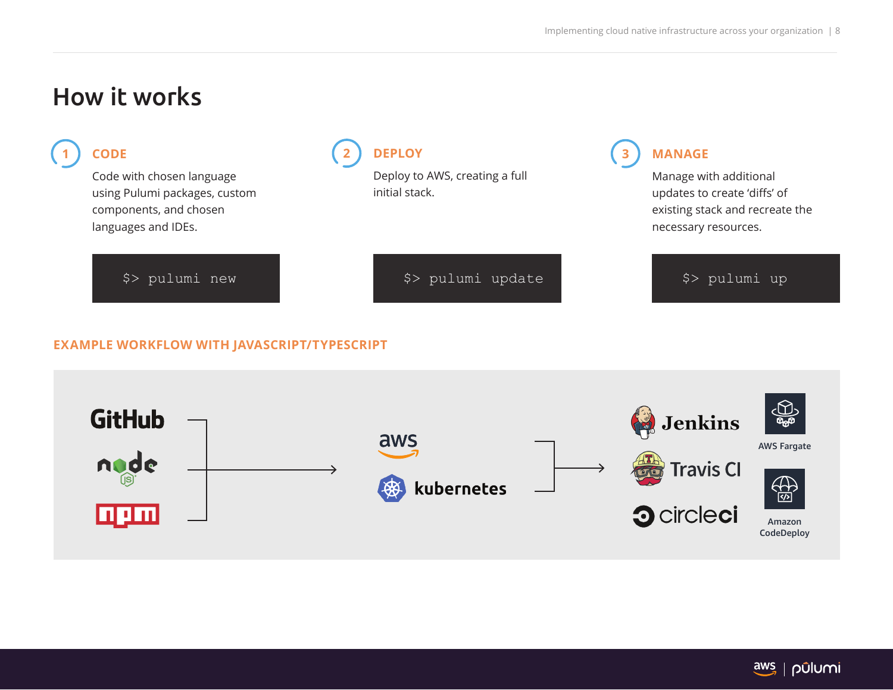# How it works

### 1 CODE

Code with chosen language using Pulumi packages, custom components, and chosen languages and IDEs.

```
$> pulumi new
```

### 2 DEPLOY

Deploy to AWS, creating a full initial stack.

```
$> pulumi update
```

### 3 MANAGE

Manage with additional updates to create 'diffs' of existing stack and recreate the necessary resources.

```
$> pulumi up
```

## EXAMPLE WORKFLOW WITH JAVASCRIPT/TYPESCRIPT

GitHub, node, npm → aws, kubernetes → Jenkins, Travis CI, circleci, AWS Fargate, Amazon CodeDeploy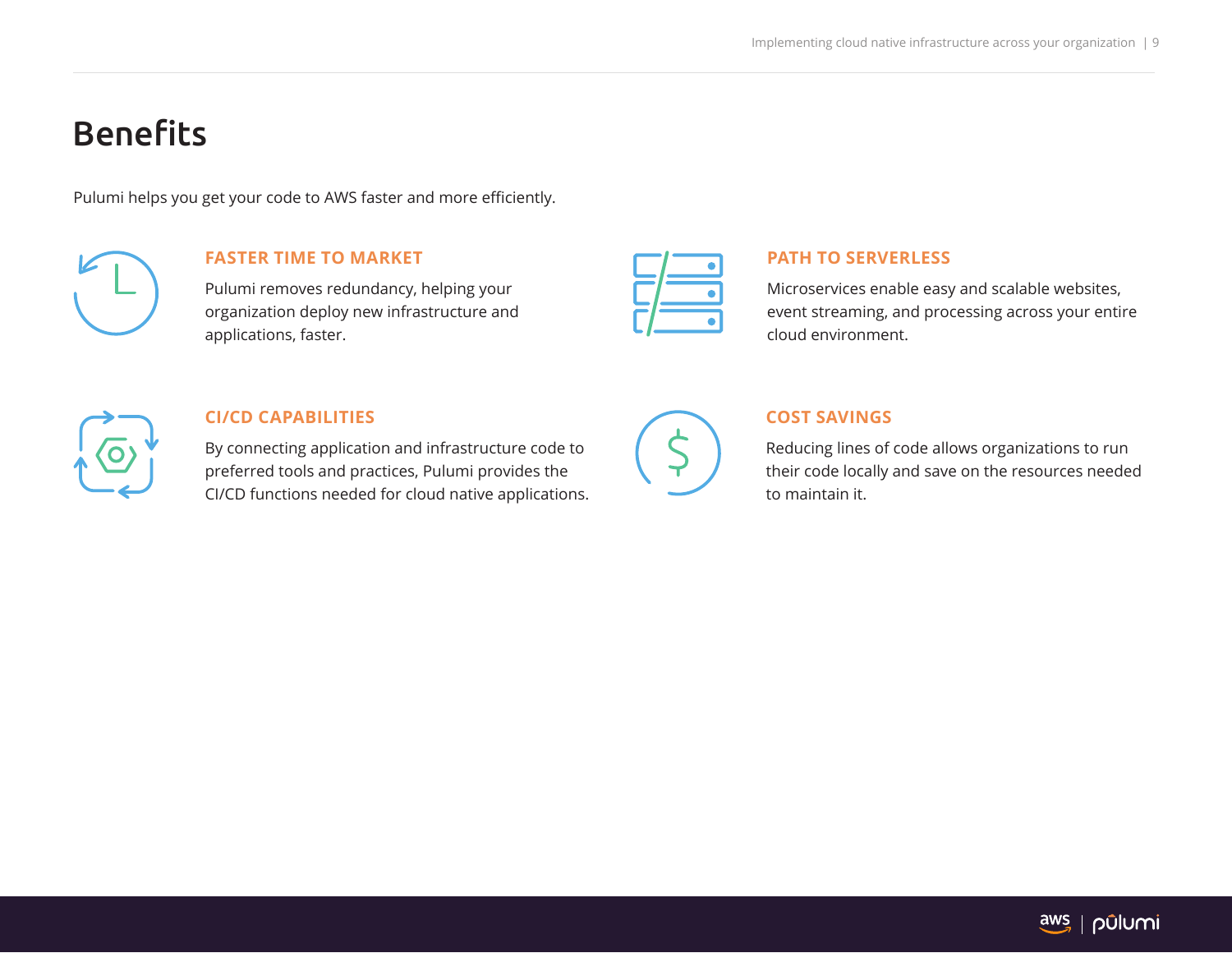# Benefits

Pulumi helps you get your code to AWS faster and more efficiently.

### FASTER TIME TO MARKET

Pulumi removes redundancy, helping your organization deploy new infrastructure and applications, faster.

### PATH TO SERVERLESS

Microservices enable easy and scalable websites, event streaming, and processing across your entire cloud environment.

### CI/CD CAPABILITIES

By connecting application and infrastructure code to preferred tools and practices, Pulumi provides the CI/CD functions needed for cloud native applications.

### COST SAVINGS

Reducing lines of code allows organizations to run their code locally and save on the resources needed to maintain it.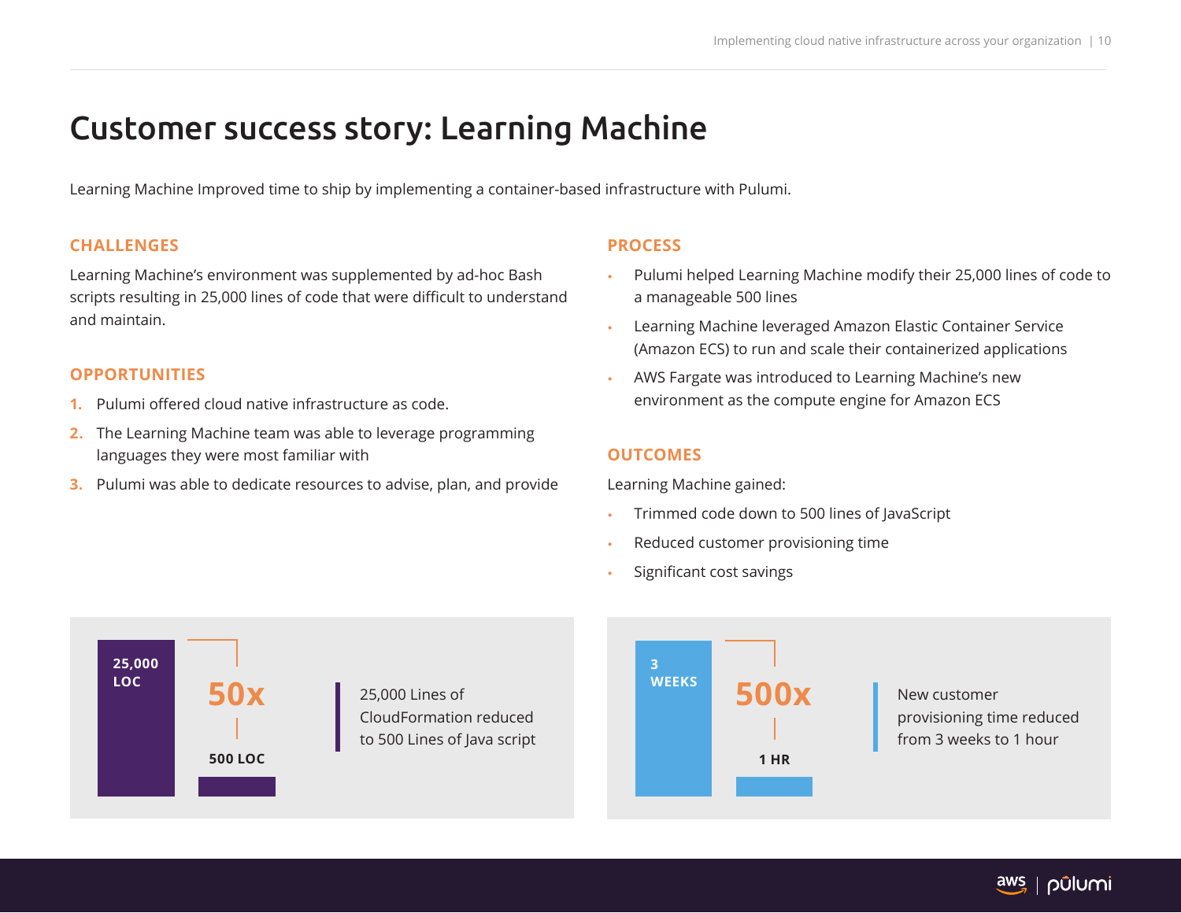# Customer success story: Learning Machine

Learning Machine Improved time to ship by implementing a container-based infrastructure with Pulumi.

## CHALLENGES

Learning Machine's environment was supplemented by ad-hoc Bash scripts resulting in 25,000 lines of code that were difficult to understand and maintain.

## OPPORTUNITIES

1. Pulumi offered cloud native infrastructure as code.
2. The Learning Machine team was able to leverage programming languages they were most familiar with
3. Pulumi was able to dedicate resources to advise, plan, and provide

## PROCESS

- Pulumi helped Learning Machine modify their 25,000 lines of code to a manageable 500 lines
- Learning Machine leveraged Amazon Elastic Container Service (Amazon ECS) to run and scale their containerized applications
- AWS Fargate was introduced to Learning Machine's new environment as the compute engine for Amazon ECS

## OUTCOMES

Learning Machine gained:

- Trimmed code down to 500 lines of JavaScript
- Reduced customer provisioning time
- Significant cost savings

**25,000 LOC** → **50x** → **500 LOC**

25,000 Lines of CloudFormation reduced to 500 Lines of Java script

**3 WEEKS** → **500x** → **1 HR**

New customer provisioning time reduced from 3 weeks to 1 hour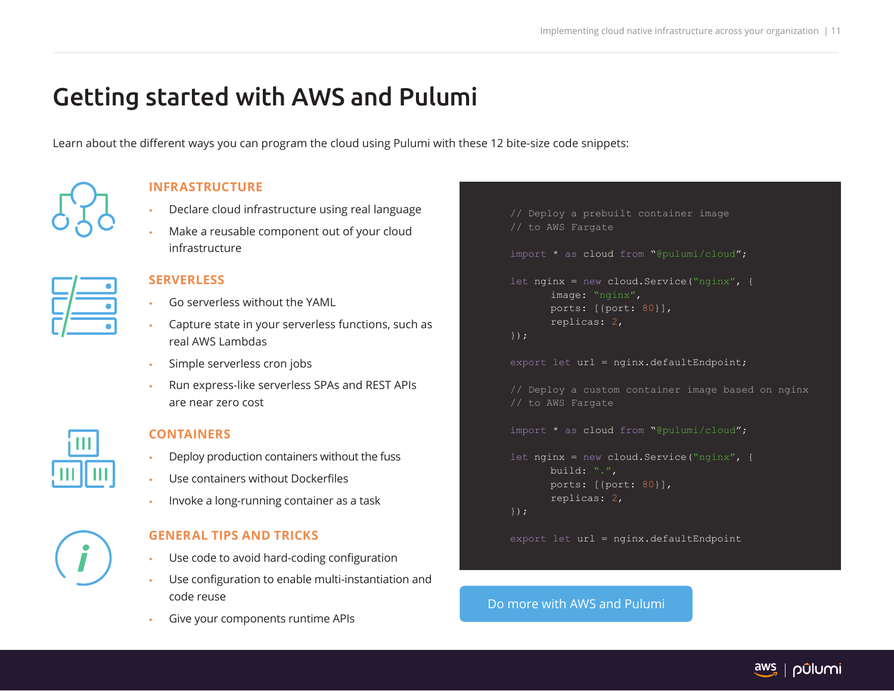# Getting started with AWS and Pulumi

Learn about the different ways you can program the cloud using Pulumi with these 12 bite-size code snippets:

## INFRASTRUCTURE

- Declare cloud infrastructure using real language
- Make a reusable component out of your cloud infrastructure

## SERVERLESS

- Go serverless without the YAML
- Capture state in your serverless functions, such as real AWS Lambdas
- Simple serverless cron jobs
- Run express-like serverless SPAs and REST APIs are near zero cost

## CONTAINERS

- Deploy production containers without the fuss
- Use containers without Dockerfiles
- Invoke a long-running container as a task

## GENERAL TIPS AND TRICKS

- Use code to avoid hard-coding configuration
- Use configuration to enable multi-instantiation and code reuse
- Give your components runtime APIs

```
// Deploy a prebuilt container image
// to AWS Fargate

import * as cloud from "@pulumi/cloud";

let nginx = new cloud.Service("nginx", {
       image: "nginx",
       ports: [{port: 80}],
       replicas: 2,
});

export let url = nginx.defaultEndpoint;

// Deploy a custom container image based on nginx
// to AWS Fargate

import * as cloud from "@pulumi/cloud";

let nginx = new cloud.Service("nginx", {
       build: ".",
       ports: [{port: 80}],
       replicas: 2,
});

export let url = nginx.defaultEndpoint
```

Do more with AWS and Pulumi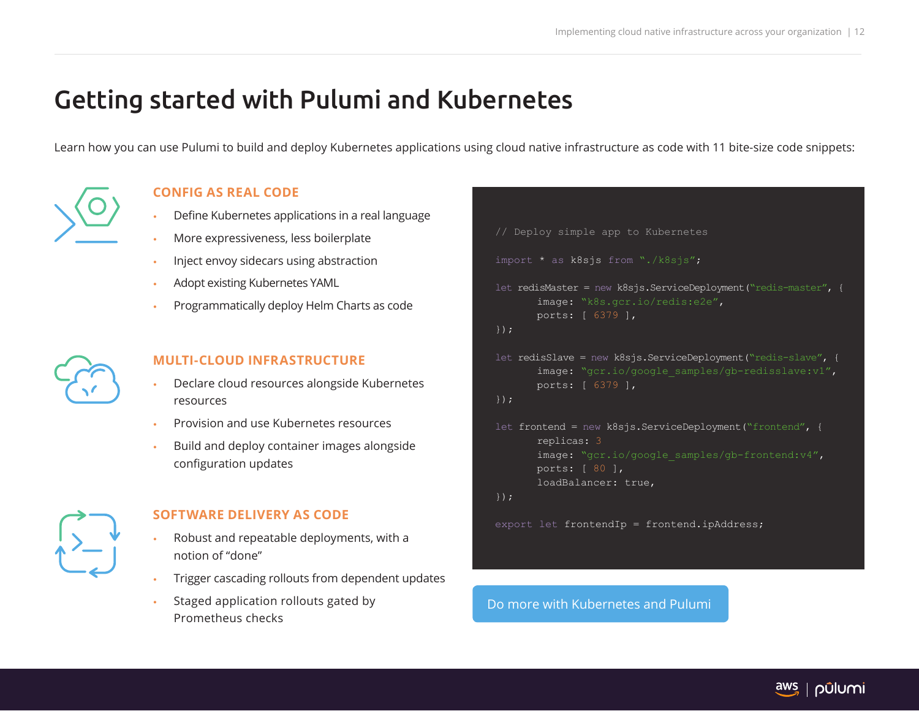# Getting started with Pulumi and Kubernetes

Learn how you can use Pulumi to build and deploy Kubernetes applications using cloud native infrastructure as code with 11 bite-size code snippets:

### CONFIG AS REAL CODE

- Define Kubernetes applications in a real language
- More expressiveness, less boilerplate
- Inject envoy sidecars using abstraction
- Adopt existing Kubernetes YAML
- Programmatically deploy Helm Charts as code

### MULTI-CLOUD INFRASTRUCTURE

- Declare cloud resources alongside Kubernetes resources
- Provision and use Kubernetes resources
- Build and deploy container images alongside configuration updates

### SOFTWARE DELIVERY AS CODE

- Robust and repeatable deployments, with a notion of "done"
- Trigger cascading rollouts from dependent updates
- Staged application rollouts gated by Prometheus checks

```
// Deploy simple app to Kubernetes

import * as k8sjs from "./k8sjs";

let redisMaster = new k8sjs.ServiceDeployment("redis-master", {
       image: "k8s.gcr.io/redis:e2e",
       ports: [ 6379 ],
});

let redisSlave = new k8sjs.ServiceDeployment("redis-slave", {
       image: "gcr.io/google_samples/gb-redisslave:v1",
       ports: [ 6379 ],
});

let frontend = new k8sjs.ServiceDeployment("frontend", {
       replicas: 3
       image: "gcr.io/google_samples/gb-frontend:v4",
       ports: [ 80 ],
       loadBalancer: true,
});

export let frontendIp = frontend.ipAddress;
```

Do more with Kubernetes and Pulumi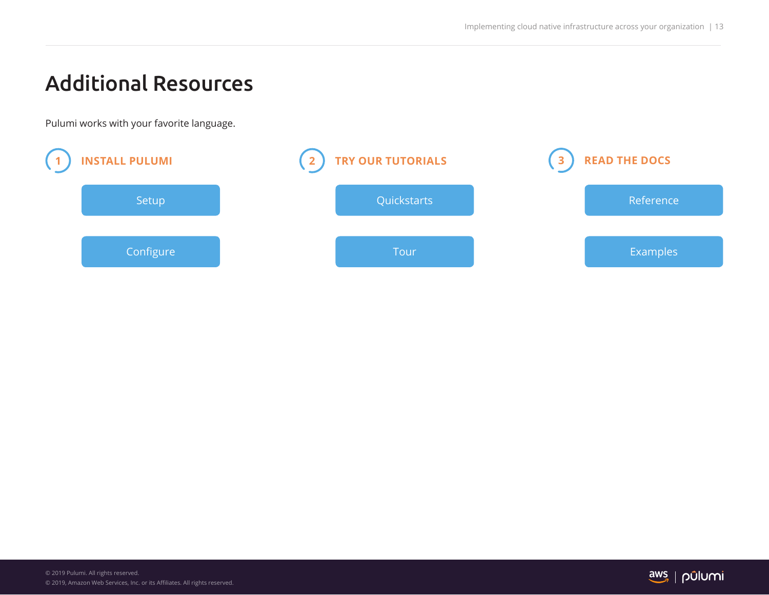# Additional Resources

Pulumi works with your favorite language.

## 1 INSTALL PULUMI

- Setup
- Configure

## 2 TRY OUR TUTORIALS

- Quickstarts
- Tour

## 3 READ THE DOCS

- Reference
- Examples

© 2019 Pulumi. All rights reserved.

© 2019, Amazon Web Services, Inc. or its Affiliates. All rights reserved.